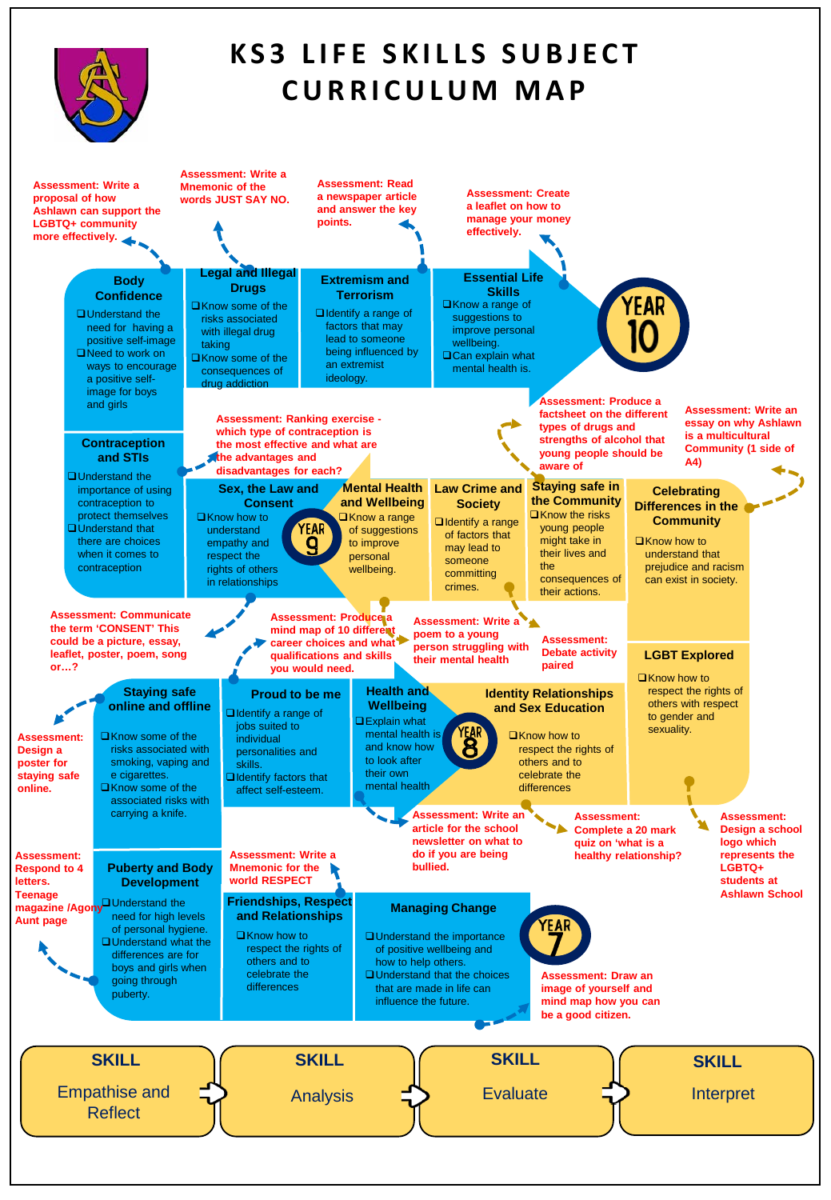# KS3 LIFE SKILLS SUBJECT CURRICULUM MAP

## YEAR 7

### Managing Change
- Understand the importance of positive wellbeing and how to help others.
- Understand that the choices that are made in life can influence the future.

**Assessment:** Draw an image of yourself and mind map how you can be a good citizen.

### Friendships, Respect and Relationships
- Know how to respect the rights of others and to celebrate the differences

**Assessment:** Write a Mnemonic for the world RESPECT

### Puberty and Body Development
- Understand the need for high levels of personal hygiene.
- Understand what the differences are for boys and girls when going through puberty.

**Assessment:** Respond to 4 letters. Teenage magazine /Agony Aunt page

## YEAR 8

### Staying safe online and offline
- Know some of the risks associated with smoking, vaping and e cigarettes.
- Know some of the associated risks with carrying a knife.

**Assessment:** Design a poster for staying safe online.

### Proud to be me
- Identify a range of jobs suited to individual personalities and skills.
- Identify factors that affect self-esteem.

**Assessment:** Produce a mind map of 10 different career choices and what qualifications and skills you would need.

### Health and Wellbeing
- Explain what mental health is and know how to look after their own mental health

**Assessment:** Write an article for the school newsletter on what to do if you are being bullied.

### Identity Relationships and Sex Education
- Know how to respect the rights of others and to celebrate the differences

**Assessment:** Complete a 20 mark quiz on 'what is a healthy relationship?

### LGBT Explored
- Know how to respect the rights of others with respect to gender and sexuality.

**Assessment:** Design a school logo which represents the LGBTQ+ students at Ashlawn School

## YEAR 9

### Celebrating Differences in the Community
- Know how to understand that prejudice and racism can exist in society.

**Assessment:** Write an essay on why Ashlawn is a multicultural Community (1 side of A4)

### Staying safe in the Community
- Know the risks young people might take in their lives and the consequences of their actions.

**Assessment:** Produce a factsheet on the different types of drugs and strengths of alcohol that young people should be aware of

### Law Crime and Society
- Identify a range of factors that may lead to someone committing crimes.

**Assessment:** Debate activity paired

### Mental Health and Wellbeing
- Know a range of suggestions to improve personal wellbeing.

**Assessment:** Write a poem to a young person struggling with their mental health

### Sex, the Law and Consent
- Know how to understand empathy and respect the rights of others in relationships

**Assessment:** Communicate the term 'CONSENT' This could be a picture, essay, leaflet, poster, poem, song or…?

### Contraception and STIs
- Understand the importance of using contraception to protect themselves
- Understand that there are choices when it comes to contraception

**Assessment:** Ranking exercise - which type of contraception is the most effective and what are the advantages and disadvantages for each?

## YEAR 10

### Body Confidence
- Understand the need for having a positive self-image
- Need to work on ways to encourage a positive self-image for boys and girls

**Assessment:** Write a proposal of how Ashlawn can support the LGBTQ+ community more effectively.

### Legal and Illegal Drugs
- Know some of the risks associated with illegal drug taking
- Know some of the consequences of drug addiction

**Assessment:** Write a Mnemonic of the words JUST SAY NO.

### Extremism and Terrorism
- Identify a range of factors that may lead to someone being influenced by an extremist ideology.

**Assessment:** Read a newspaper article and answer the key points.

### Essential Life Skills
- Know a range of suggestions to improve personal wellbeing.
- Can explain what mental health is.

**Assessment:** Create a leaflet on how to manage your money effectively.

## SKILLS

| SKILL | SKILL | SKILL | SKILL |
|---|---|---|---|
| Empathise and Reflect | Analysis | Evaluate | Interpret |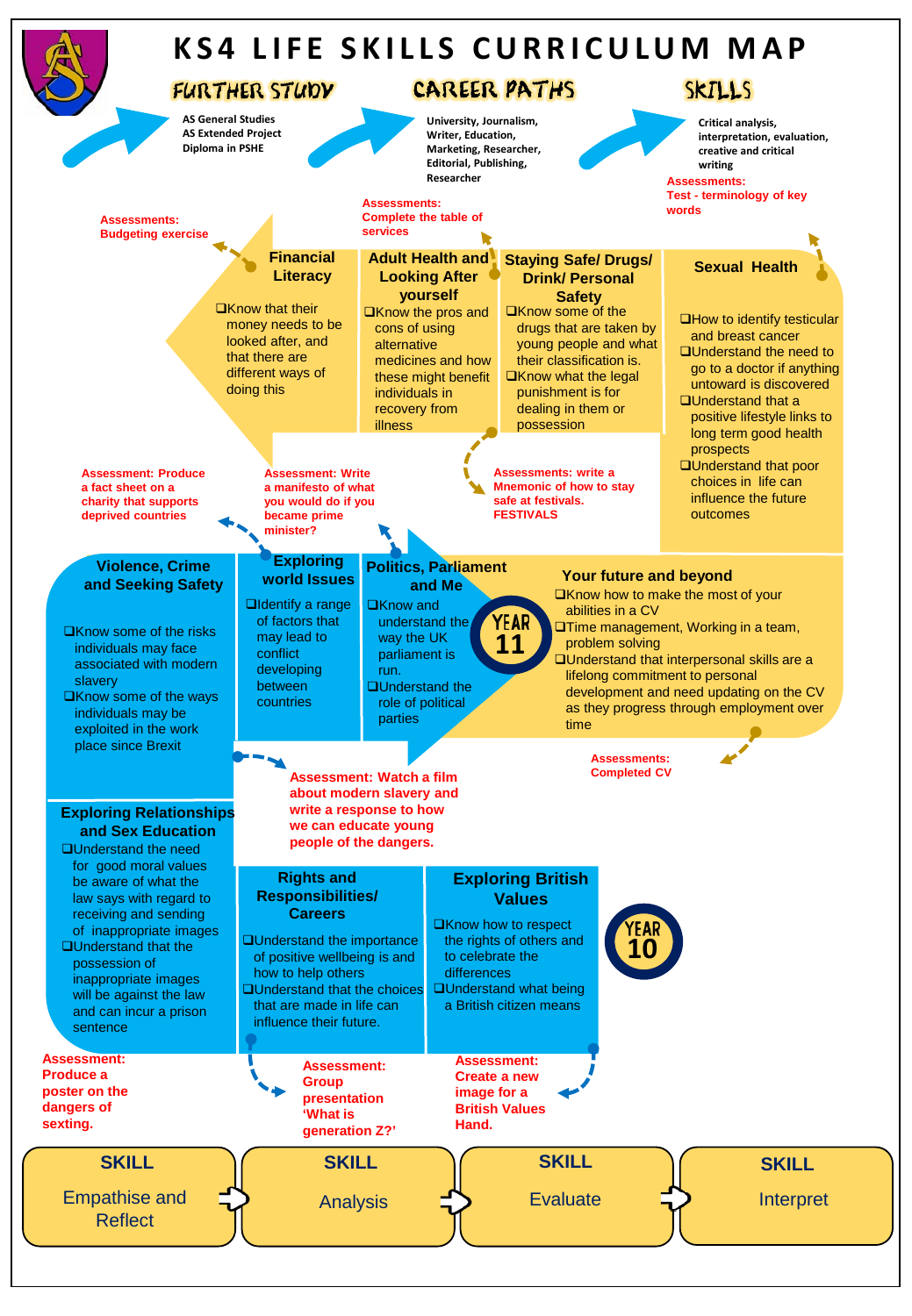# KS4 LIFE SKILLS CURRICULUM MAP

## FURTHER STUDY

AS General Studies
AS Extended Project
Diploma in PSHE

## CAREER PATHS

University, Journalism, Writer, Education, Marketing, Researcher, Editorial, Publishing, Researcher

## SKILLS

Critical analysis, interpretation, evaluation, creative and critical writing

Assessments: Test - terminology of key words

## YEAR 11

### Financial Literacy

- Know that their money needs to be looked after, and that there are different ways of doing this

Assessments: Budgeting exercise

### Adult Health and Looking After yourself

- Know the pros and cons of using alternative medicines and how these might benefit individuals in recovery from illness

Assessments: Complete the table of services

### Staying Safe/ Drugs/ Drink/ Personal Safety

- Know some of the drugs that are taken by young people and what their classification is.
- Know what the legal punishment is for dealing in them or possession

Assessments: write a Mnemonic of how to stay safe at festivals. FESTIVALS

### Sexual Health

- How to identify testicular and breast cancer
- Understand the need to go to a doctor if anything untoward is discovered
- Understand that a positive lifestyle links to long term good health prospects
- Understand that poor choices in life can influence the future outcomes

### Violence, Crime and Seeking Safety

- Know some of the risks individuals may face associated with modern slavery
- Know some of the ways individuals may be exploited in the work place since Brexit

Assessment: Watch a film about modern slavery and write a response to how we can educate young people of the dangers.

### Exploring world Issues

- Identify a range of factors that may lead to conflict developing between countries

Assessment: Produce a fact sheet on a charity that supports deprived countries

### Politics, Parliament and Me

- Know and understand the way the UK parliament is run.
- Understand the role of political parties

Assessment: Write a manifesto of what you would do if you became prime minister?

### Your future and beyond

- Know how to make the most of your abilities in a CV
- Time management, Working in a team, problem solving
- Understand that interpersonal skills are a lifelong commitment to personal development and need updating on the CV as they progress through employment over time

Assessments: Completed CV

## YEAR 10

### Exploring Relationships and Sex Education

- Understand the need for good moral values be aware of what the law says with regard to receiving and sending of inappropriate images
- Understand that the possession of inappropriate images will be against the law and can incur a prison sentence

Assessment: Produce a poster on the dangers of sexting.

### Rights and Responsibilities/ Careers

- Understand the importance of positive wellbeing is and how to help others
- Understand that the choices that are made in life can influence their future.

Assessment: Group presentation 'What is generation Z?'

### Exploring British Values

- Know how to respect the rights of others and to celebrate the differences
- Understand what being a British citizen means

Assessment: Create a new image for a British Values Hand.

## SKILL

Empathise and Reflect → Analysis → Evaluate → Interpret